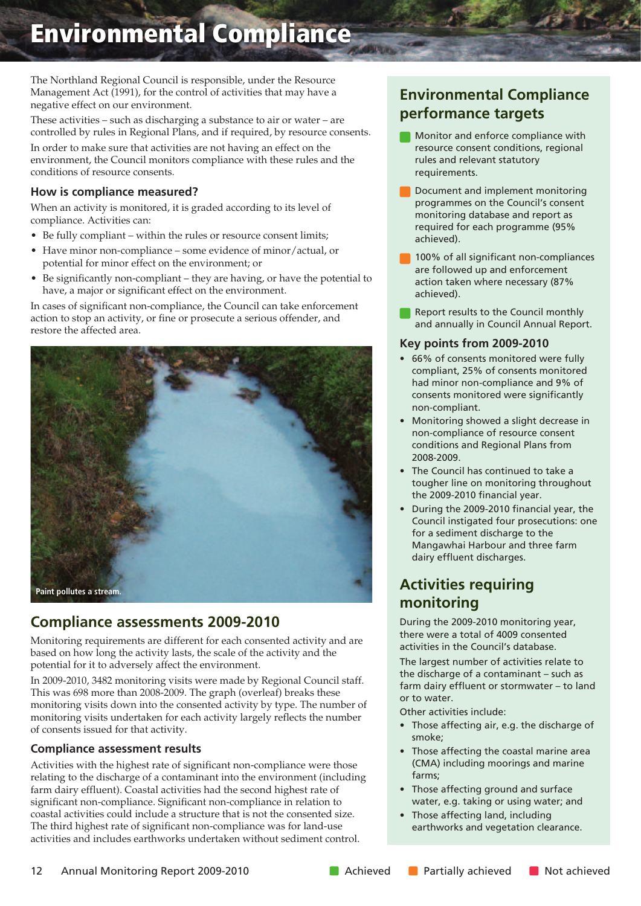# Environmental Compliance

The Northland Regional Council is responsible, under the Resource Management Act (1991), for the control of activities that may have a negative effect on our environment.

These activities – such as discharging a substance to air or water – are controlled by rules in Regional Plans, and if required, by resource consents.

In order to make sure that activities are not having an effect on the environment, the Council monitors compliance with these rules and the conditions of resource consents.

### How is compliance measured?

When an activity is monitored, it is graded according to its level of compliance. Activities can:

- Be fully compliant – within the rules or resource consent limits;
- Have minor non-compliance – some evidence of minor/actual, or potential for minor effect on the environment; or
- Be significantly non-compliant – they are having, or have the potential to have, a major or significant effect on the environment.

In cases of significant non-compliance, the Council can take enforcement action to stop an activity, or fine or prosecute a serious offender, and restore the affected area.

Paint pollutes a stream.

## Compliance assessments 2009-2010

Monitoring requirements are different for each consented activity and are based on how long the activity lasts, the scale of the activity and the potential for it to adversely affect the environment.

In 2009-2010, 3482 monitoring visits were made by Regional Council staff. This was 698 more than 2008-2009. The graph (overleaf) breaks these monitoring visits down into the consented activity by type. The number of monitoring visits undertaken for each activity largely reflects the number of consents issued for that activity.

### Compliance assessment results

Activities with the highest rate of significant non-compliance were those relating to the discharge of a contaminant into the environment (including farm dairy effluent). Coastal activities had the second highest rate of significant non-compliance. Significant non-compliance in relation to coastal activities could include a structure that is not the consented size. The third highest rate of significant non-compliance was for land-use activities and includes earthworks undertaken without sediment control.

## Environmental Compliance performance targets

- Monitor and enforce compliance with resource consent conditions, regional rules and relevant statutory requirements. (Achieved)
- Document and implement monitoring programmes on the Council's consent monitoring database and report as required for each programme (95% achieved). (Partially achieved)
- 100% of all significant non-compliances are followed up and enforcement action taken where necessary (87% achieved). (Partially achieved)
- Report results to the Council monthly and annually in Council Annual Report. (Achieved)

### Key points from 2009-2010

- 66% of consents monitored were fully compliant, 25% of consents monitored had minor non-compliance and 9% of consents monitored were significantly non-compliant.
- Monitoring showed a slight decrease in non-compliance of resource consent conditions and Regional Plans from 2008-2009.
- The Council has continued to take a tougher line on monitoring throughout the 2009-2010 financial year.
- During the 2009-2010 financial year, the Council instigated four prosecutions: one for a sediment discharge to the Mangawhai Harbour and three farm dairy effluent discharges.

## Activities requiring monitoring

During the 2009-2010 monitoring year, there were a total of 4009 consented activities in the Council's database.

The largest number of activities relate to the discharge of a contaminant – such as farm dairy effluent or stormwater – to land or to water.

Other activities include:

- Those affecting air, e.g. the discharge of smoke;
- Those affecting the coastal marine area (CMA) including moorings and marine farms;
- Those affecting ground and surface water, e.g. taking or using water; and
- Those affecting land, including earthworks and vegetation clearance.

Achieved | Partially achieved | Not achieved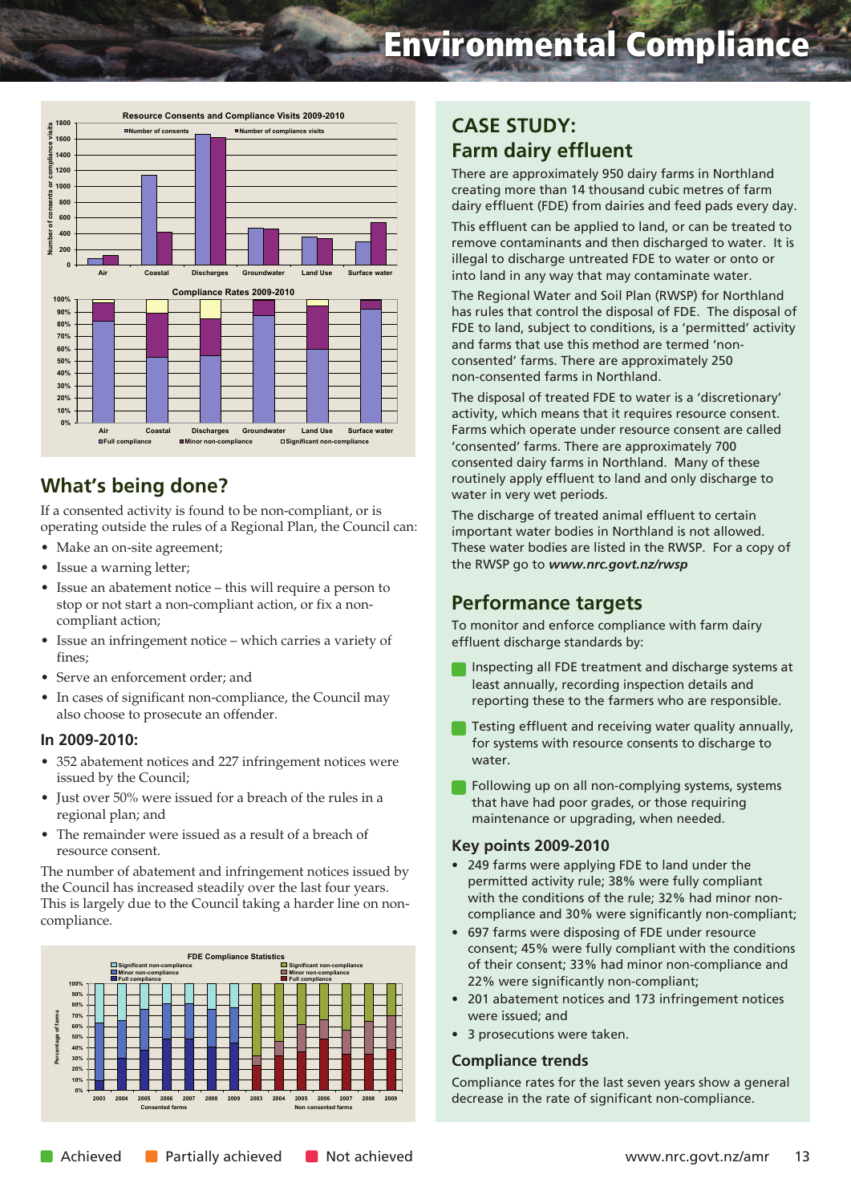# Environmental Compliance

Resource Consents and Compliance Visits 2009-2010

Number of consents
Number of compliance visits

Number of consents or compliance visits

1800
1600
1400
1200
1000
800
600
400
200
0

Air
Coastal
Discharges
Groundwater
Land Use
Surface water

Compliance Rates 2009-2010

100%
90%
80%
70%
60%
50%
40%
30%
20%
10%
0%

Air
Coastal
Discharges
Groundwater
Land Use
Surface water

Full compliance
Minor non-compliance
Significant non-compliance

## What's being done?

If a consented activity is found to be non-compliant, or is operating outside the rules of a Regional Plan, the Council can:

- Make an on-site agreement;
- Issue a warning letter;
- Issue an abatement notice – this will require a person to stop or not start a non-compliant action, or fix a non-compliant action;
- Issue an infringement notice – which carries a variety of fines;
- Serve an enforcement order; and
- In cases of significant non-compliance, the Council may also choose to prosecute an offender.

### In 2009-2010:

- 352 abatement notices and 227 infringement notices were issued by the Council;
- Just over 50% were issued for a breach of the rules in a regional plan; and
- The remainder were issued as a result of a breach of resource consent.

The number of abatement and infringement notices issued by the Council has increased steadily over the last four years. This is largely due to the Council taking a harder line on non-compliance.

FDE Compliance Statistics

Significant non-compliance
Minor non-compliance
Full compliance

Significant non-compliance
Minor non-compliance
Full compliance

Percentage of farms

100%
90%
80%
70%
60%
50%
40%
30%
20%
10%
0%

2003
2004
2005
2006
2007
2008
2009
Consented farms

2003
2004
2005
2006
2007
2008
2009
Non consented farms

## CASE STUDY: Farm dairy effluent

There are approximately 950 dairy farms in Northland creating more than 14 thousand cubic metres of farm dairy effluent (FDE) from dairies and feed pads every day.

This effluent can be applied to land, or can be treated to remove contaminants and then discharged to water. It is illegal to discharge untreated FDE to water or onto or into land in any way that may contaminate water.

The Regional Water and Soil Plan (RWSP) for Northland has rules that control the disposal of FDE. The disposal of FDE to land, subject to conditions, is a 'permitted' activity and farms which operate under resource consent are called 'non-consented' farms. There are approximately 250 non-consented farms in Northland.

The disposal of treated FDE to water is a 'discretionary' activity, which means that it requires resource consent. Farms which operate under resource consent are called 'consented' farms. There are approximately 700 consented dairy farms in Northland. Many of these routinely apply effluent to land and only discharge to water in very wet periods.

The discharge of treated animal effluent to certain important water bodies in Northland is not allowed. These water bodies are listed in the RWSP. For a copy of the RWSP go to ***www.nrc.govt.nz/rwsp***

## Performance targets

To monitor and enforce compliance with farm dairy effluent discharge standards by:

- Inspecting all FDE treatment and discharge systems at least annually, recording inspection details and reporting these to the farmers who are responsible.
- Testing effluent and receiving water quality annually, for systems with resource consents to discharge to water.
- Following up on all non-complying systems, systems that have had poor grades, or those requiring maintenance or upgrading, when needed.

### Key points 2009-2010

- 249 farms were applying FDE to land under the permitted activity rule; 38% were fully compliant with the conditions of the rule; 32% had minor non-compliance and 30% were significantly non-compliant;
- 697 farms were disposing of FDE under resource consent; 45% were fully compliant with the conditions of their consent; 33% had minor non-compliance and 22% were significantly non-compliant;
- 201 abatement notices and 173 infringement notices were issued; and
- 3 prosecutions were taken.

### Compliance trends

Compliance rates for the last seven years show a general decrease in the rate of significant non-compliance.

Achieved
Partially achieved
Not achieved